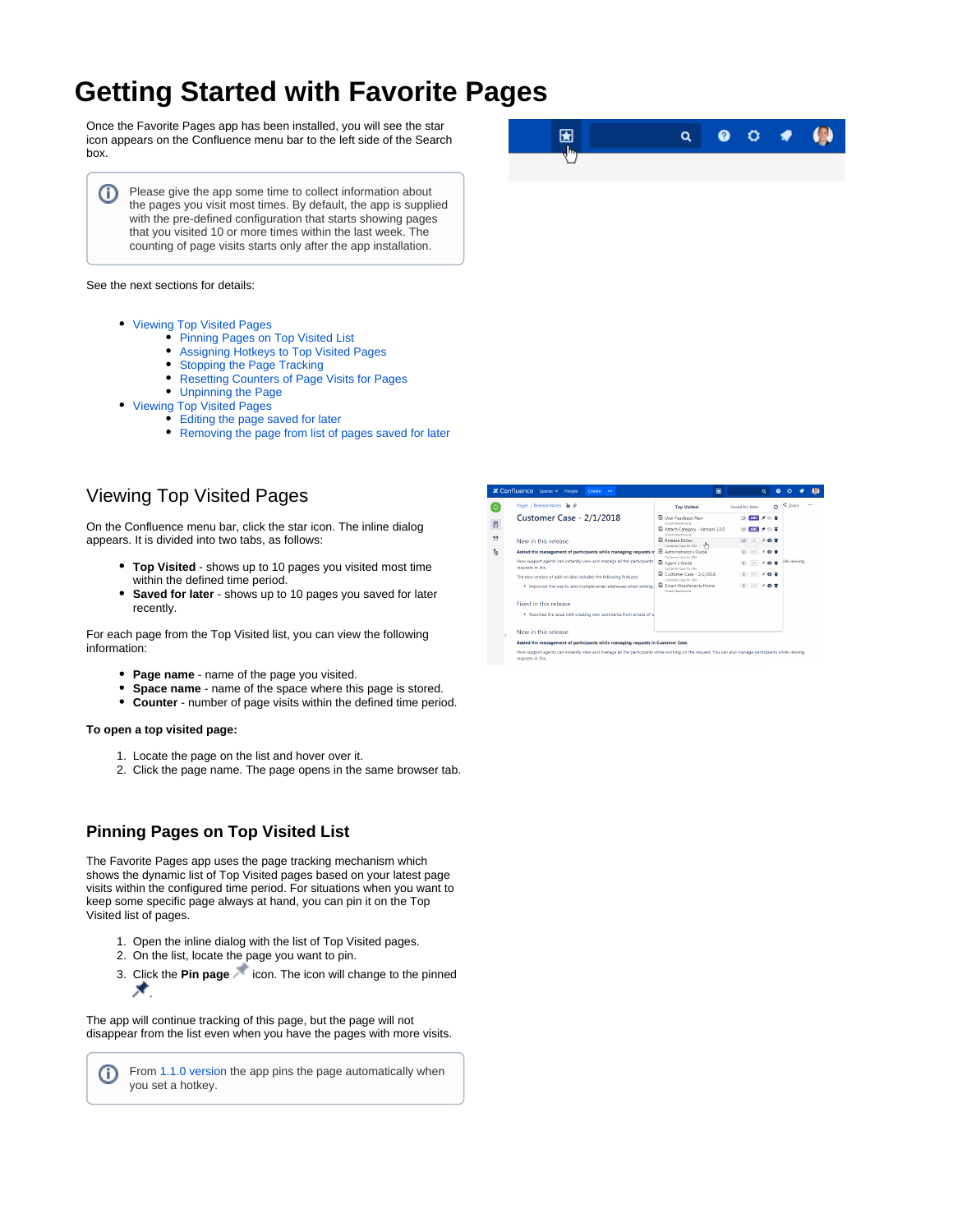# Getting Started with Favorite Pages

Once the Favorite Pages app has been installed, you will see the star icon appears on the Confluence menu bar to the left side of the Search box.

> Please give the app some time to collect information about the pages you visit most times. By default, the app is supplied with the pre-defined configuration that starts showing pages that you visited 10 or more times within the last week. The counting of page visits starts only after the app installation.

See the next sections for details:

- Viewing Top Visited Pages
  - Pinning Pages on Top Visited List
  - Assigning Hotkeys to Top Visited Pages
  - Stopping the Page Tracking
  - Resetting Counters of Page Visits for Pages
  - Unpinning the Page
- Viewing Top Visited Pages
  - Editing the page saved for later
  - Removing the page from list of pages saved for later

## Viewing Top Visited Pages

On the Confluence menu bar, click the star icon. The inline dialog appears. It is divided into two tabs, as follows:

- **Top Visited** - shows up to 10 pages you visited most time within the defined time period.
- **Saved for later** - shows up to 10 pages you saved for later recently.

For each page from the Top Visited list, you can view the following information:

- **Page name** - name of the page you visited.
- **Space name** - name of the space where this page is stored.
- **Counter** - number of page visits within the defined time period.

**To open a top visited page:**

1. Locate the page on the list and hover over it.
2. Click the page name. The page opens in the same browser tab.

### Pinning Pages on Top Visited List

The Favorite Pages app uses the page tracking mechanism which shows the dynamic list of Top Visited pages based on your latest page visits within the configured time period. For situations when you want to keep some specific page always at hand, you can pin it on the Top Visited list of pages.

1. Open the inline dialog with the list of Top Visited pages.
2. On the list, locate the page you want to pin.
3. Click the **Pin page** icon. The icon will change to the pinned .

The app will continue tracking of this page, but the page will not disappear from the list even when you have the pages with more visits.

> From 1.1.0 version the app pins the page automatically when you set a hotkey.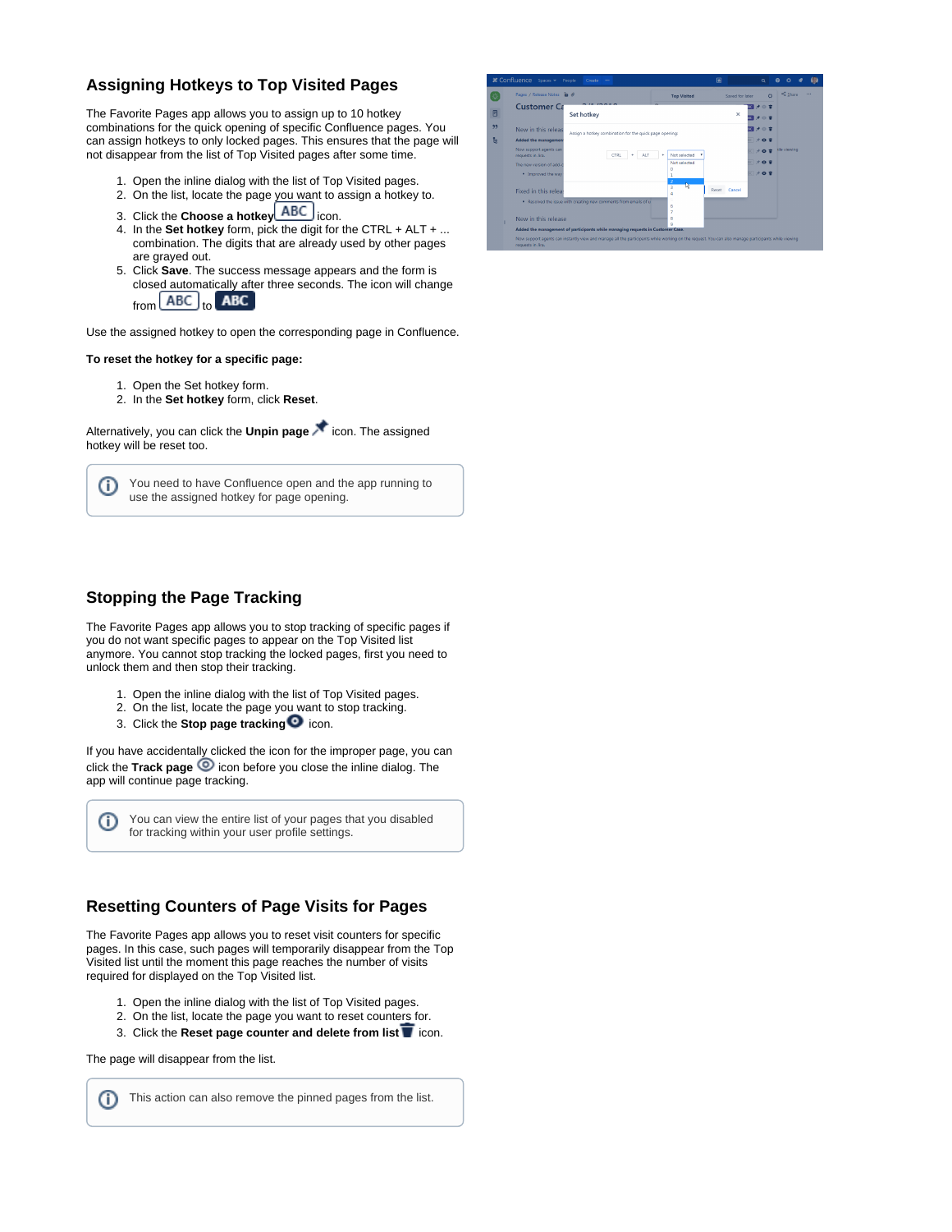## Assigning Hotkeys to Top Visited Pages

The Favorite Pages app allows you to assign up to 10 hotkey combinations for the quick opening of specific Confluence pages. You can assign hotkeys to only locked pages. This ensures that the page will not disappear from the list of Top Visited pages after some time.

1. Open the inline dialog with the list of Top Visited pages.
2. On the list, locate the page you want to assign a hotkey to.
3. Click the **Choose a hotkey** ABC icon.
4. In the **Set hotkey** form, pick the digit for the CTRL + ALT + ... combination. The digits that are already used by other pages are grayed out.
5. Click **Save**. The success message appears and the form is closed automatically after three seconds. The icon will change from ABC to ABC

Use the assigned hotkey to open the corresponding page in Confluence.

**To reset the hotkey for a specific page:**

1. Open the Set hotkey form.
2. In the **Set hotkey** form, click **Reset**.

Alternatively, you can click the **Unpin page** icon. The assigned hotkey will be reset too.

> You need to have Confluence open and the app running to use the assigned hotkey for page opening.

## Stopping the Page Tracking

The Favorite Pages app allows you to stop tracking of specific pages if you do not want specific pages to appear on the Top Visited list anymore. You cannot stop tracking the locked pages, first you need to unlock them and then stop their tracking.

1. Open the inline dialog with the list of Top Visited pages.
2. On the list, locate the page you want to stop tracking.
3. Click the **Stop page tracking** icon.

If you have accidentally clicked the icon for the improper page, you can click the **Track page** icon before you close the inline dialog. The app will continue page tracking.

> You can view the entire list of your pages that you disabled for tracking within your user profile settings.

## Resetting Counters of Page Visits for Pages

The Favorite Pages app allows you to reset visit counters for specific pages. In this case, such pages will temporarily disappear from the Top Visited list until the moment this page reaches the number of visits required for displayed on the Top Visited list.

1. Open the inline dialog with the list of Top Visited pages.
2. On the list, locate the page you want to reset counters for.
3. Click the **Reset page counter and delete from list** icon.

The page will disappear from the list.

> This action can also remove the pinned pages from the list.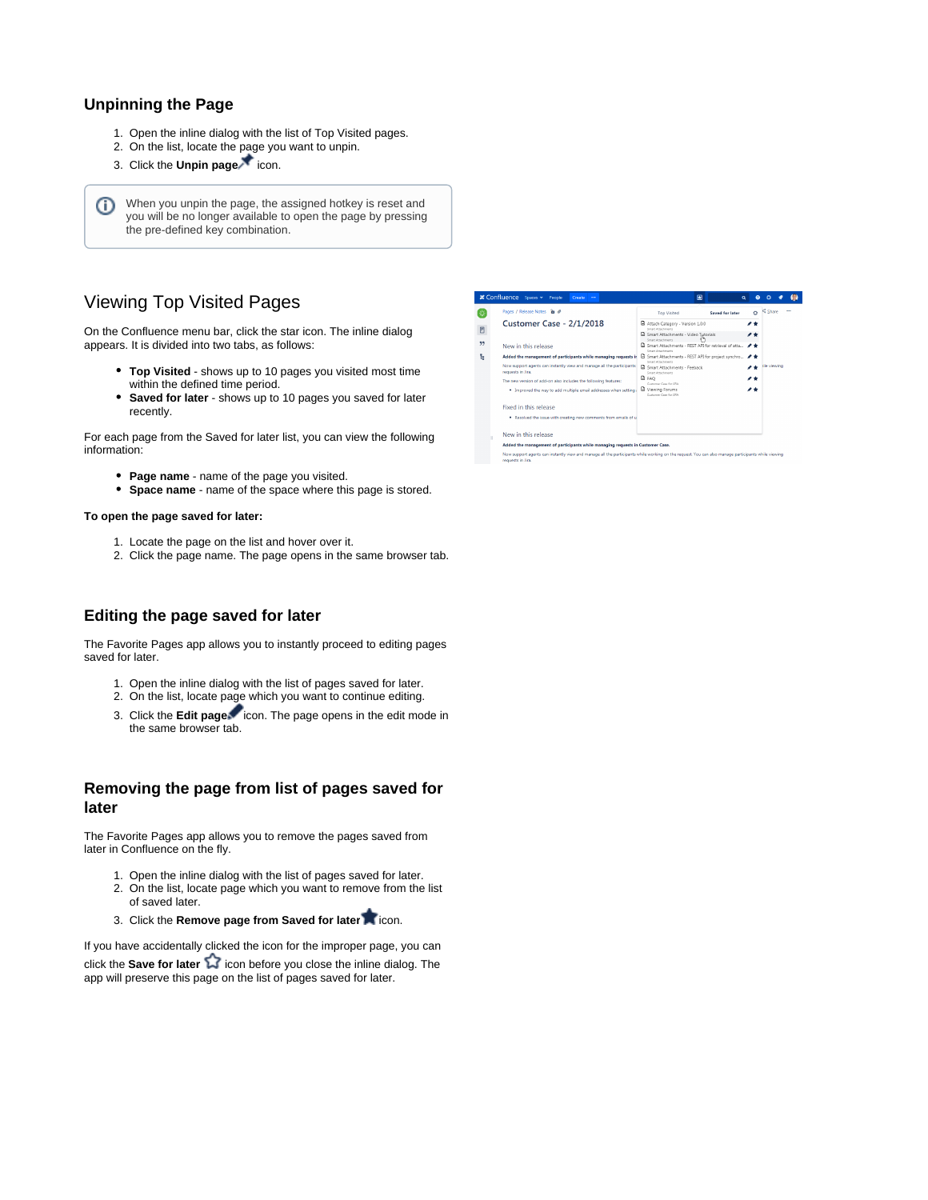## Unpinning the Page

1. Open the inline dialog with the list of Top Visited pages.
2. On the list, locate the page you want to unpin.
3. Click the **Unpin page** icon.

When you unpin the page, the assigned hotkey is reset and you will be no longer available to open the page by pressing the pre-defined key combination.

# Viewing Top Visited Pages

On the Confluence menu bar, click the star icon. The inline dialog appears. It is divided into two tabs, as follows:

- **Top Visited** - shows up to 10 pages you visited most time within the defined time period.
- **Saved for later** - shows up to 10 pages you saved for later recently.

For each page from the Saved for later list, you can view the following information:

- **Page name** - name of the page you visited.
- **Space name** - name of the space where this page is stored.

**To open the page saved for later:**

1. Locate the page on the list and hover over it.
2. Click the page name. The page opens in the same browser tab.

## Editing the page saved for later

The Favorite Pages app allows you to instantly proceed to editing pages saved for later.

1. Open the inline dialog with the list of pages saved for later.
2. On the list, locate the page which you want to continue editing.
3. Click the **Edit page** icon. The page opens in the edit mode in the same browser tab.

## Removing the page from list of pages saved for later

The Favorite Pages app allows you to remove the pages saved from later in Confluence on the fly.

1. Open the inline dialog with the list of pages saved for later.
2. On the list, locate page which you want to remove from the list of saved later.
3. Click the **Remove page from Saved for later** icon.

If you have accidentally clicked the icon for the improper page, you can click the **Save for later** icon before you close the inline dialog. The app will preserve this page on the list of pages saved for later.